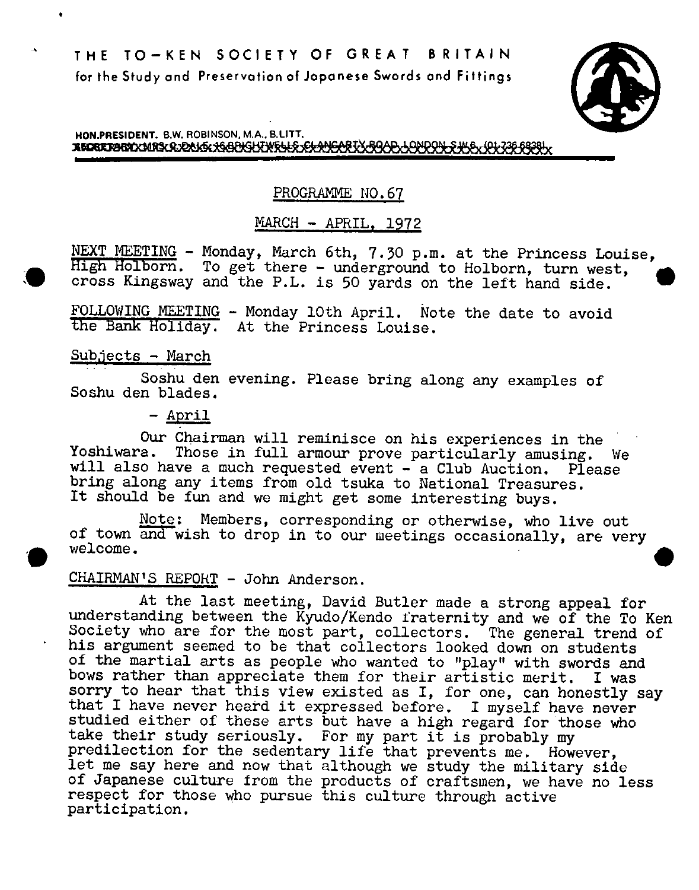# THE TO-KEN SOCIETY OF GREAT BRITAIN

for the Study and Preservation of Japanese Swords and Fittings

HON.PRESIDENT. B.W. ROBINSON, M.A., B.LITT.

## PROGRAMME NO.67

## MARCH - APRIL, 1972

NEXT MEETING - Monday, March 6th, 7.30 p.m. at the Princess Louise, High Holborn. To get there - underground to Holborn, turn west, cross Kingsway and the P.L. is 50 yards on the left hand side.

FOLLOWING MEETING - Monday 10th April. Note the date to avoid the Bank Holiday. At the Princess Louise.

Subjects - March

Soshu den evening. Please bring along any examples of Soshu den blades.

\- April

Our Chairman will reminisce on his experiences in the Yoshiwara. Those in full armour prove particularly amusing. We will also have a much requested event - a Club Auction. Please bring along any items from old tsuka to National Treasures. It should be fun and we might get some interesting buys.

Note: Members, corresponding or otherwise, who live out of town and wish to drop in to our meetings occasionally, are very welcome.

CHAIRMAN'S REPORT - John Anderson.

At the last meeting, David Butler made a strong appeal for understanding between the Kyudo/Kendo fraternity and we of the To Ken Society who are for the most part, collectors. The general trend of his argument seemed to be that collectors looked down on students of the martial arts as people who wanted to "play" with swords and bows rather than appreciate them for their artistic merit. I was sorry to hear that this view existed as I, for one, can honestly say that I have never heard it expressed before. I myself have never studied either of these arts but have a high regard for those who take their study seriously. For my part it is probably my predilection for the sedentary life that prevents me. However, let me say here and now that although we study the military side of Japanese culture from the products of craftsmen, we have no less respect for those who pursue this culture through active participation.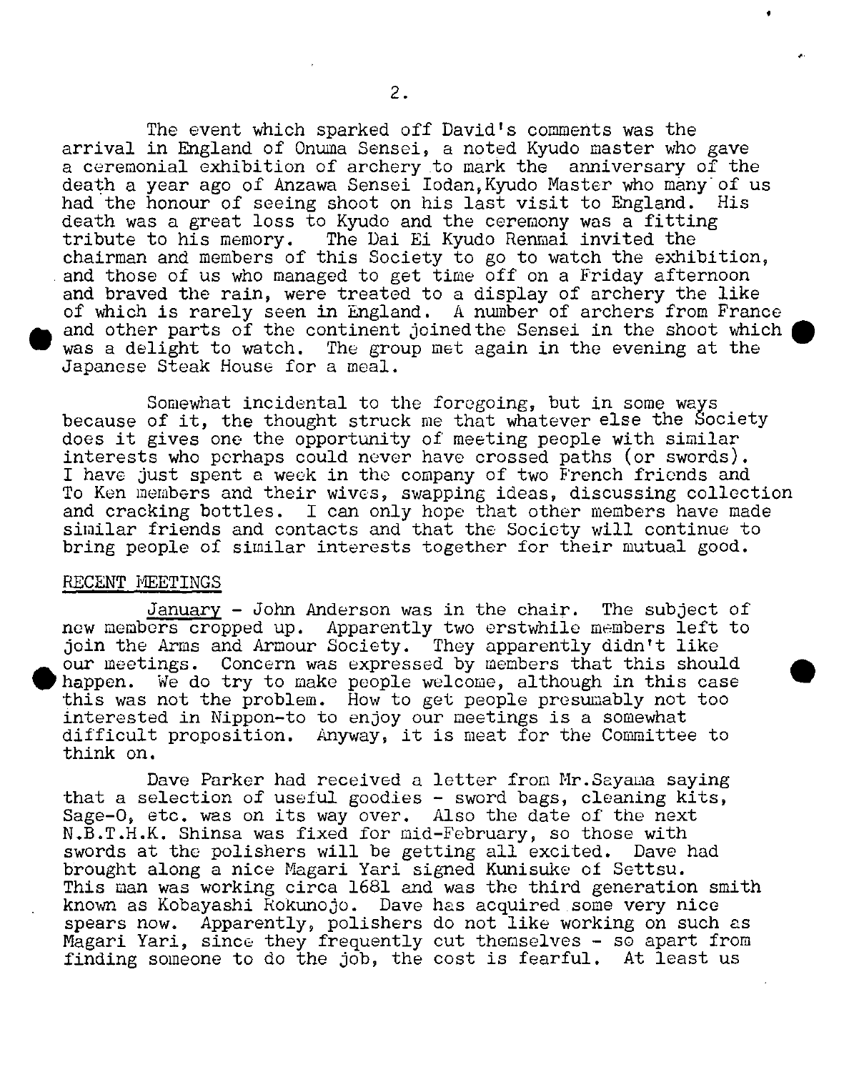The event which sparked off David's comments was the arrival in England of Onuma Sensei, a noted Kyudo master who gave a ceremonial exhibition of archery to mark the anniversary of the death a year ago of Anzawa Sensei Iodan, Kyudo Master who many of us had the honour of seeing shoot on his last visit to England. His death was a great loss to Kyudo and the ceremony was a fitting tribute to his memory. The Dai Ei Kyudo Renmai invited the chairman and members of this Society to go to watch the exhibition, and those of us who managed to get time off on a Friday afternoon and braved the rain, were treated to a display of archery the like of which is rarely seen in England. A number of archers from France and other parts of the continent joined the Sensei in the shoot which was a delight to watch. The group met again in the evening at the Japanese Steak House for a meal.

Somewhat incidental to the foregoing, but in some ways because of it, the thought struck me that whatever else the Society does it gives one the opportunity of meeting people with similar interests who perhaps could never have crossed paths (or swords). I have just spent a week in the company of two French friends and To Ken members and their wives, swapping ideas, discussing collection and cracking bottles. I can only hope that other members have made similar friends and contacts and that the Society will continue to bring people of similar interests together for their mutual good.

## RECENT MEETINGS

January - John Anderson was in the chair. The subject of new members cropped up. Apparently two erstwhile members left to join the Arms and Armour Society. They apparently didn't like our meetings. Concern was expressed by members that this should happen. We do try to make people welcome, although in this case this was not the problem. How to get people presumably not too interested in Nippon-to to enjoy our meetings is a somewhat difficult proposition. Anyway, it is meat for the Committee to think on.

Dave Parker had received a letter from Mr.Sayama saying that a selection of useful goodies - sword bags, cleaning kits, Sage-O, etc. was on its way over. Also the date of the next N.B.T.H.K. Shinsa was fixed for mid-February, so those with swords at the polishers will be getting all excited. Dave had brought along a nice Magari Yari signed Kunisuke of Settsu. This man was working circa 1681 and was the third generation smith known as Kobayashi Rokunojo. Dave has acquired some very nice spears now. Apparently, polishers do not like working on such as Magari Yari, since they frequently cut themselves - so apart from finding someone to do the job, the cost is fearful. At least us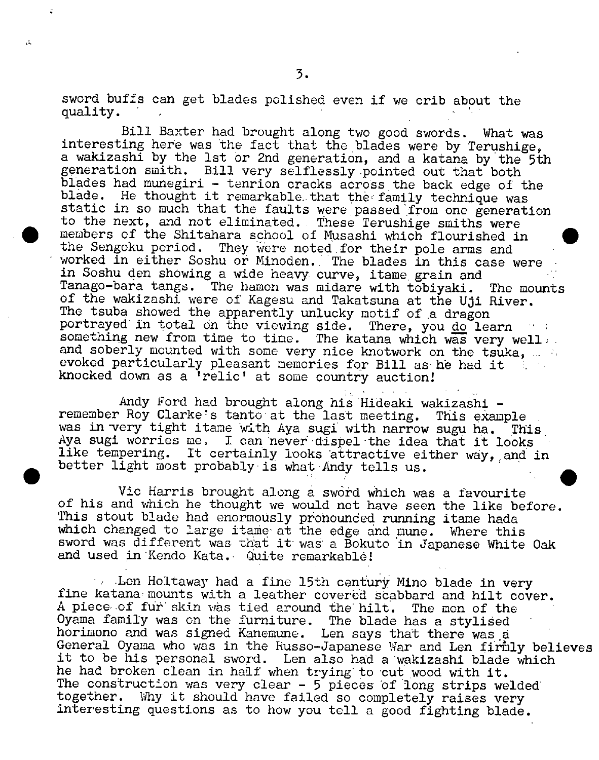sword buffs can get blades polished even if we crib about the quality.

Bill Baxter had brought along two good swords. What was interesting here was the fact that the blades were by Terushige, a wakizashi by the 1st or 2nd generation, and a katana by the 5th generation smith. Bill very selflessly pointed out that both blades had munegiri - tenrion cracks across the back edge of the blade. He thought it remarkable that the family technique was static in so much that the faults were passed from one generation to the next, and not eliminated. These Terushige smiths were members of the Shitahara school of Musashi which flourished in the Sengoku period. They were noted for their pole arms and worked in either Soshu or Minoden. The blades in this case were in Soshu den showing a wide heavy curve, itame grain and Tanago-bara tangs. The hamon was midare with tobiyaki. The mounts of the wakizashi were of Kagesu and Takatsuna at the Uji River. The tsuba showed the apparently unlucky motif of a dragon portrayed in total on the viewing side. There, you do learn something new from time to time. The katana which was very well and soberly mounted with some very nice knotwork on the tsuka, evoked particularly pleasant memories for Bill as he had it knocked down as a 'relic' at some country auction!

Andy Ford had brought along his Hideaki wakizashi - remember Roy Clarke's tanto at the last meeting. This example was in very tight itame with Aya sugi with narrow sugu ha. This Aya sugi worries me. I can never dispel the idea that it looks like tempering. It certainly looks attractive either way, and in better light most probably is what Andy tells us.

Vic Harris brought along a sword which was a favourite of his and which he thought we would not have seen the like before. This stout blade had enormously pronounced running itame hada which changed to large itame at the edge and mune. Where this sword was different was that it was a Bokuto in Japanese White Oak and used in Kendo Kata. Quite remarkable!

Len Holtaway had a fine 15th century Mino blade in very fine katana mounts with a leather covered scabbard and hilt cover. A piece of fur skin was tied around the hilt. The mon of the Oyama family was on the furniture. The blade has a stylised horimono and was signed Kanemune. Len says that there was a General Oyama who was in the Russo-Japanese War and Len firmly believes it to be his personal sword. Len also had a wakizashi blade which he had broken clean in half when trying to cut wood with it. The construction was very clear - 5 pieces of long strips welded together. Why it should have failed so completely raises very interesting questions as to how you tell a good fighting blade.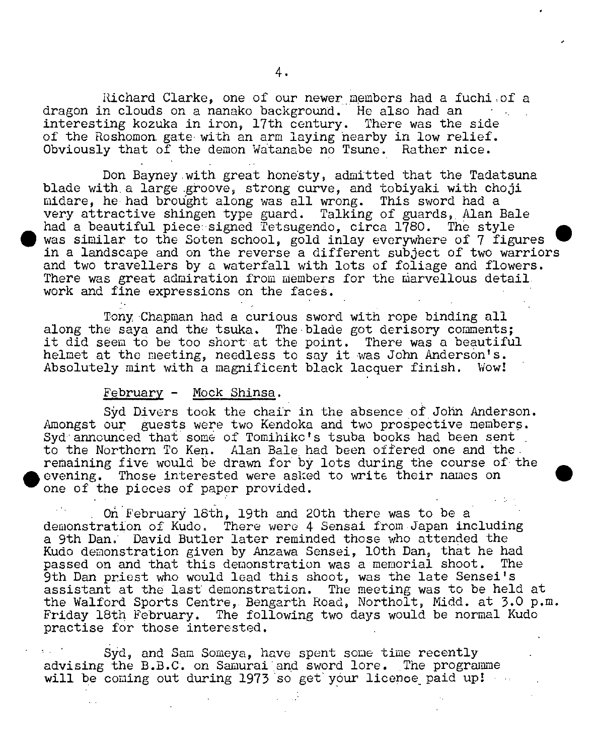Richard Clarke, one of our newer members had a fuchi of a dragon in clouds on a nanako background. He also had an interesting kozuka in iron, 17th century. There was the side of the Roshomon gate with an arm laying nearby in low relief. Obviously that of the demon Watanabe no Tsune. Rather nice.

Don Bayney with great honesty, admitted that the Tadatsuna blade with a large groove, strong curve, and tobiyaki with choji midare, he had brought along was all wrong. This sword had a very attractive shingen type guard. Talking of guards, Alan Bale had a beautiful piece signed Tetsugendo, circa 1780. The style was similar to the Soten school, gold inlay everywhere of 7 figures in a landscape and on the reverse a different subject of two warriors and two travellers by a waterfall with lots of foliage and flowers. There was great admiration from members for the marvellous detail work and fine expressions on the faces.

Tony Chapman had a curious sword with rope binding all along the saya and the tsuka. The blade got derisory comments; it did seem to be too short at the point. There was a beautiful helmet at the meeting, needless to say it was John Anderson's. Absolutely mint with a magnificent black lacquer finish. Wow!

## February - Mock Shinsa.

Syd Divers took the chair in the absence of John Anderson. Amongst our guests were two Kendoka and two prospective members. Syd announced that some of Tomihiko's tsuba books had been sent to the Northern To Ken. Alan Bale had been offered one and the remaining five would be drawn for by lots during the course of the evening. Those interested were asked to write their names on one of the pieces of paper provided.

On February 18th, 19th and 20th there was to be a demonstration of Kudo. There were 4 Sensai from Japan including a 9th Dan. David Butler later reminded those who attended the Kudo demonstration given by Anzawa Sensei, 10th Dan, that he had passed on and that this demonstration was a memorial shoot. The 9th Dan priest who would lead this shoot, was the late Sensei's assistant at the last demonstration. The meeting was to be held at the Walford Sports Centre, Bengarth Road, Northolt, Midd. at 3.0 p.m. Friday 18th February. The following two days would be normal Kudo practise for those interested.

Syd, and Sam Someya, have spent some time recently advising the B.B.C. on Samurai and sword lore. The programme will be coming out during 1973 so get your licence paid up!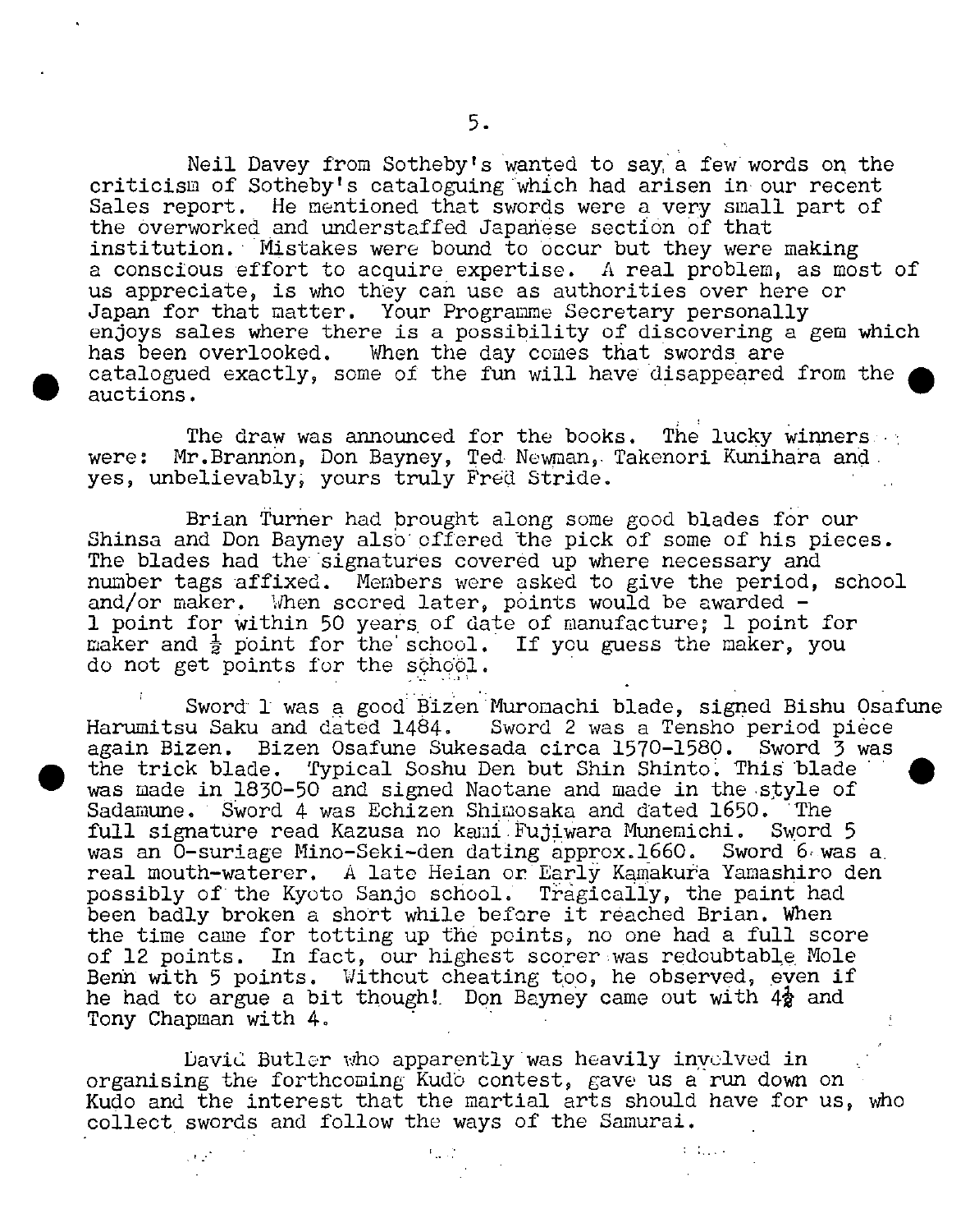Neil Davey from Sotheby's wanted to say a few words on the criticism of Sotheby's cataloguing which had arisen in our recent Sales report. He mentioned that swords were a very small part of the overworked and understaffed Japanese section of that institution. Mistakes were bound to occur but they were making a conscious effort to acquire expertise. A real problem, as most of us appreciate, is who they can use as authorities over here or Japan for that matter. Your Programme Secretary personally enjoys sales where there is a possibility of discovering a gem which has been overlooked. When the day comes that swords are catalogued exactly, some of the fun will have disappeared from the auctions.

The draw was announced for the books. The lucky winners were: Mr.Brannon, Don Bayney, Ted Newman, Takenori Kunihara and yes, unbelievably, yours truly Fred Stride.

Brian Turner had brought along some good blades for our Shinsa and Don Bayney also offered the pick of some of his pieces. The blades had the signatures covered up where necessary and number tags affixed. Members were asked to give the period, school and/or maker. When scored later, points would be awarded - 1 point for within 50 years of date of manufacture; 1 point for maker and ½ point for the school. If you guess the maker, you do not get points for the school.

Sword 1 was a good Bizen Muromachi blade, signed Bishu Osafune Harumitsu Saku and dated 1484. Sword 2 was a Tensho period piece again Bizen. Bizen Osafune Sukesada circa 1570-1580. Sword 3 was the trick blade. Typical Soshu Den but Shin Shinto. This blade was made in 1830-50 and signed Naotane and made in the style of Sadamune. Sword 4 was Echizen Shimosaka and dated 1650. The full signature read Kazusa no kami Fujiwara Munemichi. Sword 5 was an O-suriage Mino-Seki-den dating approx.1660. Sword 6 was a real mouth-waterer. A late Heian or Early Kamakura Yamashiro den possibly of the Kyoto Sanjo school. Tragically, the paint had been badly broken a short while before it reached Brian. When the time came for totting up the points, no one had a full score of 12 points. In fact, our highest scorer was redoubtable Mole Benn with 5 points. Without cheating too, he observed, even if he had to argue a bit though! Don Bayney came out with 4½ and Tony Chapman with 4.

David Butler who apparently was heavily involved in organising the forthcoming Kudo contest, gave us a run down on Kudo and the interest that the martial arts should have for us, who collect swords and follow the ways of the Samurai.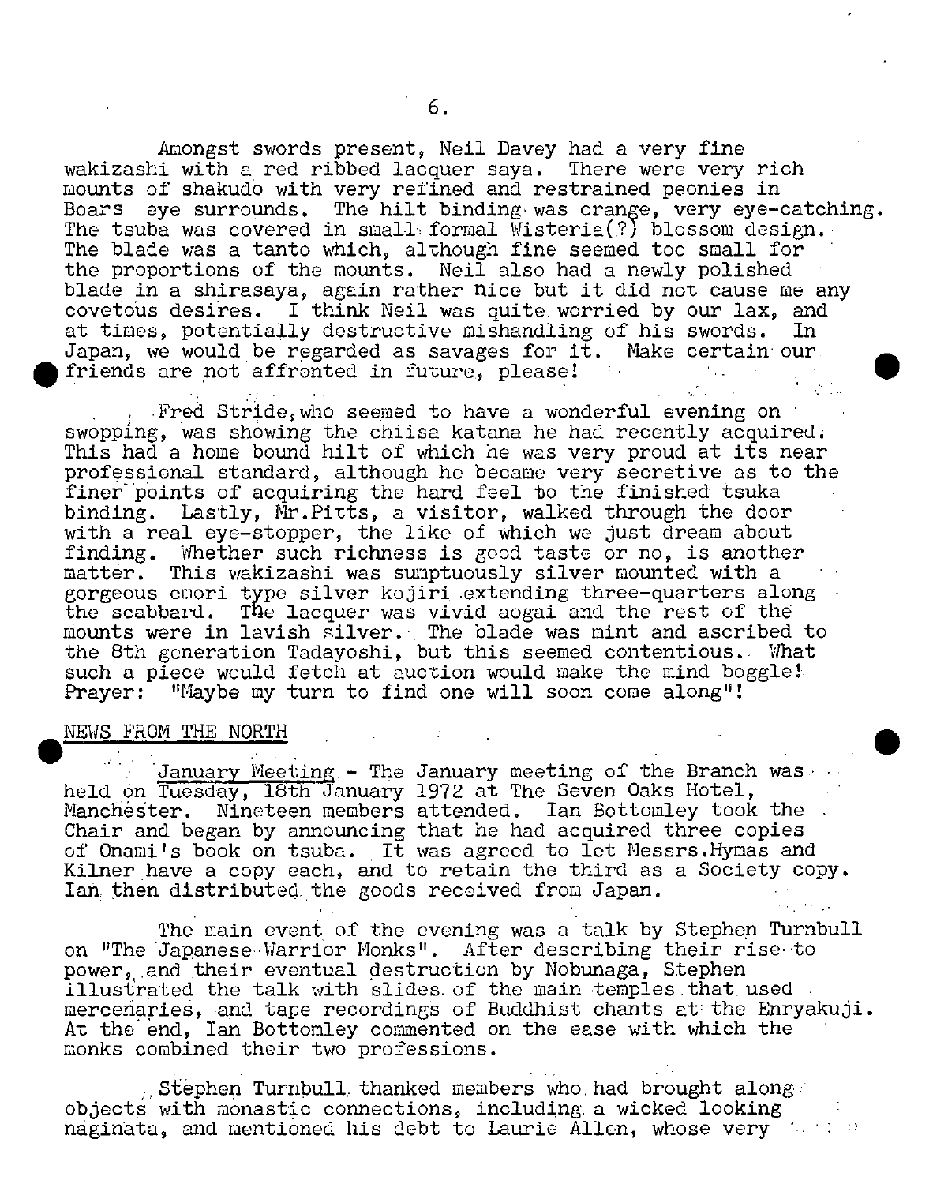Amongst swords present, Neil Davey had a very fine wakizashi with a red ribbed lacquer saya. There were very rich mounts of shakudo with very refined and restrained peonies in Boars eye surrounds. The hilt binding was orange, very eye-catching. The tsuba was covered in small formal Wisteria(?) blossom design. The blade was a tanto which, although fine seemed too small for the proportions of the mounts. Neil also had a newly polished blade in a shirasaya, again rather nice but it did not cause me any covetous desires. I think Neil was quite worried by our lax, and at times, potentially destructive mishandling of his swords. In Japan, we would be regarded as savages for it. Make certain our friends are not affronted in future, please!

Fred Stride, who seemed to have a wonderful evening on swopping, was showing the chiisa katana he had recently acquired. This had a home bound hilt of which he was very proud at its near professional standard, although he became very secretive as to the finer points of acquiring the hard feel to the finished tsuka binding. Lastly, Mr.Pitts, a visitor, walked through the door with a real eye-stopper, the like of which we just dream about finding. Whether such richness is good taste or no, is another matter. This wakizashi was sumptuously silver mounted with a gorgeous omori type silver kojiri extending three-quarters along the scabbard. The lacquer was vivid aogai and the rest of the mounts were in lavish silver. The blade was mint and ascribed to the 8th generation Tadayoshi, but this seemed contentious. What such a piece would fetch at auction would make the mind boggle! Prayer: "Maybe my turn to find one will soon come along"!

## NEWS FROM THE NORTH

<u>January Meeting</u> - The January meeting of the Branch was held on Tuesday, 18th January 1972 at The Seven Oaks Hotel, Manchester. Nineteen members attended. Ian Bottomley took the Chair and began by announcing that he had acquired three copies of Onami's book on tsuba. It was agreed to let Messrs.Hymas and Kilner have a copy each, and to retain the third as a Society copy. Ian then distributed the goods received from Japan.

The main event of the evening was a talk by Stephen Turnbull on "The Japanese Warrior Monks". After describing their rise to power, and their eventual destruction by Nobunaga, Stephen illustrated the talk with slides of the main temples that used mercenaries, and tape recordings of Buddhist chants at the Enryakuji. At the end, Ian Bottomley commented on the ease with which the monks combined their two professions.

Stephen Turnbull thanked members who had brought along objects with monastic connections, including a wicked looking naginata, and mentioned his debt to Laurie Allen, whose very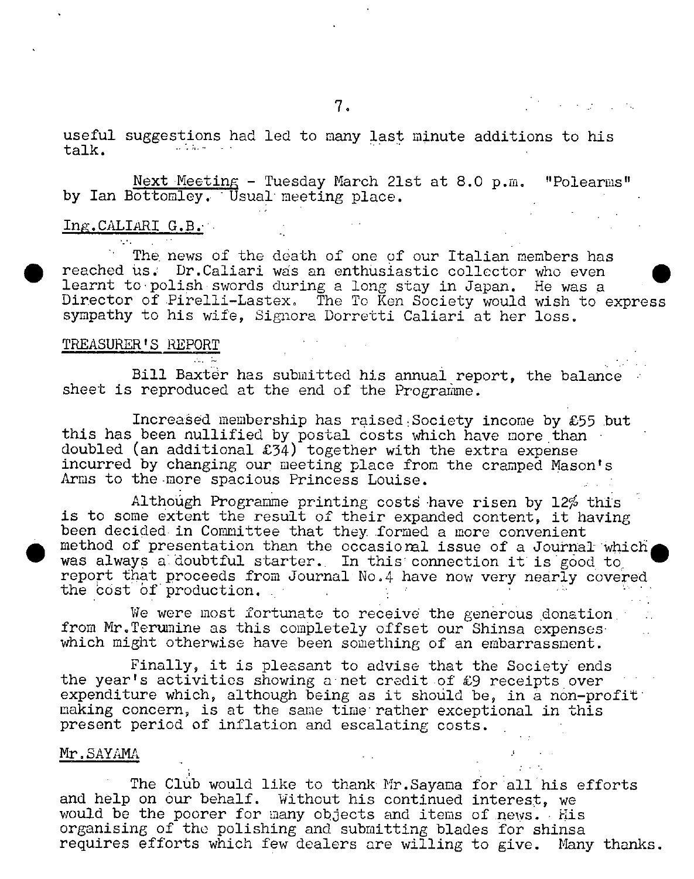useful suggestions had led to many last minute additions to his talk.

Next Meeting - Tuesday March 21st at 8.0 p.m. "Polearms" by Ian Bottomley. Usual meeting place.

Ing.CALIARI G.B.

The news of the death of one of our Italian members has reached us. Dr.Caliari was an enthusiastic collector who even learnt to polish swords during a long stay in Japan. He was a Director of Pirelli-Lastex. The To Ken Society would wish to express sympathy to his wife, Signora Dorretti Caliari at her loss.

TREASURER'S REPORT

Bill Baxter has submitted his annual report, the balance sheet is reproduced at the end of the Programme.

Increased membership has raised Society income by £55 but this has been nullified by postal costs which have more than doubled (an additional £34) together with the extra expense incurred by changing our meeting place from the cramped Mason's Arms to the more spacious Princess Louise.

Although Programme printing costs have risen by 12% this is to some extent the result of their expanded content, it having been decided in Committee that they formed a more convenient method of presentation than the occasional issue of a Journal which was always a doubtful starter. In this connection it is good to report that proceeds from Journal No.4 have now very nearly covered the cost of production.

We were most fortunate to receive the generous donation from Mr.Terumine as this completely offset our Shinsa expenses which might otherwise have been something of an embarrassment.

Finally, it is pleasant to advise that the Society ends the year's activities showing a net credit of £9 receipts over expenditure which, although being as it should be, in a non-profit making concern, is at the same time rather exceptional in this present period of inflation and escalating costs.

Mr.SAYAMA

The Club would like to thank Mr.Sayama for all his efforts and help on our behalf. Without his continued interest, we would be the poorer for many objects and items of news. His organising of the polishing and submitting blades for shinsa requires efforts which few dealers are willing to give. Many thanks.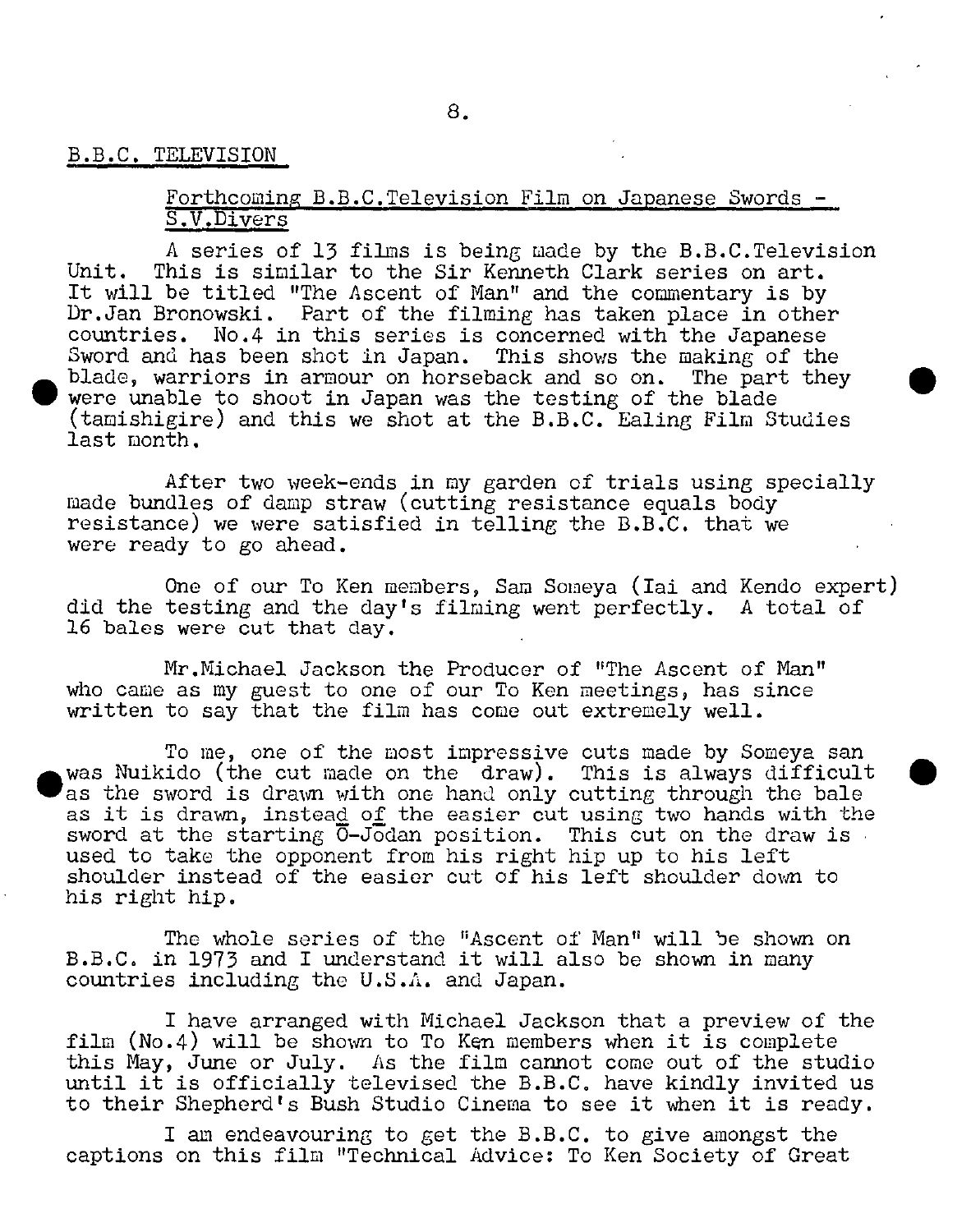## B.B.C. TELEVISION

### Forthcoming B.B.C.Television Film on Japanese Swords - S.V.Divers

A series of 13 films is being made by the B.B.C.Television Unit. This is similar to the Sir Kenneth Clark series on art. It will be titled "The Ascent of Man" and the commentary is by Dr.Jan Bronowski. Part of the filming has taken place in other countries. No.4 in this series is concerned with the Japanese Sword and has been shot in Japan. This shows the making of the blade, warriors in armour on horseback and so on. The part they were unable to shoot in Japan was the testing of the blade (tamishigire) and this we shot at the B.B.C. Ealing Film Studies last month.

After two week-ends in my garden of trials using specially made bundles of damp straw (cutting resistance equals body resistance) we were satisfied in telling the B.B.C. that we were ready to go ahead.

One of our To Ken members, Sam Someya (Iai and Kendo expert) did the testing and the day's filming went perfectly. A total of 16 bales were cut that day.

Mr.Michael Jackson the Producer of "The Ascent of Man" who came as my guest to one of our To Ken meetings, has since written to say that the film has come out extremely well.

To me, one of the most impressive cuts made by Someya san was Nuikido (the cut made on the draw). This is always difficult as the sword is drawn with one hand only cutting through the bale as it is drawn, instead of the easier cut using two hands with the sword at the starting Ō-Jōdan position. This cut on the draw is used to take the opponent from his right hip up to his left shoulder instead of the easier cut of his left shoulder down to his right hip.

The whole series of the "Ascent of Man" will be shown on B.B.C. in 1973 and I understand it will also be shown in many countries including the U.S.A. and Japan.

I have arranged with Michael Jackson that a preview of the film (No.4) will be shown to To Ken members when it is complete this May, June or July. As the film cannot come out of the studio until it is officially televised the B.B.C. have kindly invited us to their Shepherd's Bush Studio Cinema to see it when it is ready.

I am endeavouring to get the B.B.C. to give amongst the captions on this film "Technical Advice: To Ken Society of Great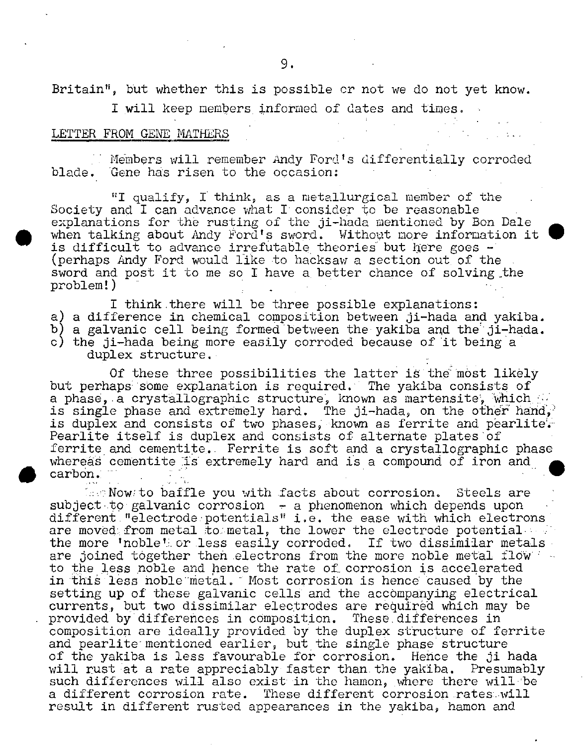Britain", but whether this is possible or not we do not yet know.

I will keep members informed of dates and times.

## LETTER FROM GENE MATHERS

Members will remember Andy Ford's differentially corroded blade. Gene has risen to the occasion:

"I qualify, I think, as a metallurgical member of the Society and I can advance what I consider to be reasonable explanations for the rusting of the ji-hada mentioned by Bon Dale when talking about Andy Ford's sword. Without more information it is difficult to advance irrefutable theories but here goes - (perhaps Andy Ford would like to hacksaw a section out of the sword and post it to me so I have a better chance of solving the problem!)

I think there will be three possible explanations:

a) a difference in chemical composition between ji-hada and yakiba.
b) a galvanic cell being formed between the yakiba and the ji-hada.
c) the ji-hada being more easily corroded because of it being a duplex structure.

Of these three possibilities the latter is the most likely but perhaps some explanation is required. The yakiba consists of a phase, a crystallographic structure, known as martensite, which is single phase and extremely hard. The ji-hada, on the other hand, is duplex and consists of two phases, known as ferrite and pearlite. Pearlite itself is duplex and consists of alternate plates of ferrite and cementite. Ferrite is soft and a crystallographic phase whereas cementite is extremely hard and is a compound of iron and carbon.

Now to baffle you with facts about corrosion. Steels are subject to galvanic corrosion - a phenomenon which depends upon different "electrode potentials" i.e. the ease with which electrons are moved from metal to metal, the lower the electrode potential the more 'noble' or less easily corroded. If two dissimilar metals are joined together then electrons from the more noble metal flow to the less noble and hence the rate of corrosion is accelerated in this less noble metal. Most corrosion is hence caused by the setting up of these galvanic cells and the accompanying electrical currents, but two dissimilar electrodes are required which may be provided by differences in composition. These differences in composition are ideally provided by the duplex structure of ferrite and pearlite mentioned earlier, but the single phase structure of the yakiba is less favourable for corrosion. Hence the ji hada will rust at a rate appreciably faster than the yakiba. Presumably such differences will also exist in the hamon, where there will be a different corrosion rate. These different corrosion rates will result in different rusted appearances in the yakiba, hamon and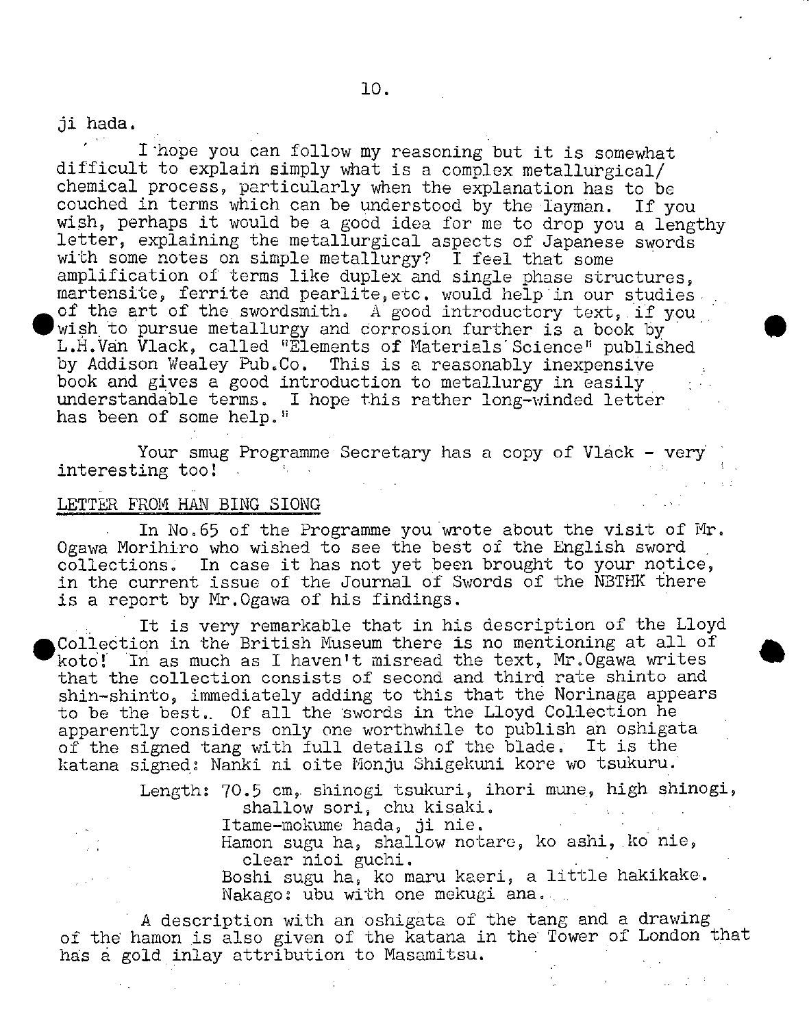ji hada.

I hope you can follow my reasoning but it is somewhat difficult to explain simply what is a complex metallurgical/chemical process, particularly when the explanation has to be couched in terms which can be understood by the layman. If you wish, perhaps it would be a good idea for me to drop you a lengthy letter, explaining the metallurgical aspects of Japanese swords with some notes on simple metallurgy? I feel that some amplification of terms like duplex and single phase structures, martensite, ferrite and pearlite, etc. would help in our studies of the art of the swordsmith. A good introductory text, if you wish to pursue metallurgy and corrosion further is a book by L.H.Van Vlack, called "Elements of Materials Science" published by Addison Wealey Pub.Co. This is a reasonably inexpensive book and gives a good introduction to metallurgy in easily understandable terms. I hope this rather long-winded letter has been of some help."

Your smug Programme Secretary has a copy of Vlack - very interesting too!

LETTER FROM HAN BING SIONG

In No.65 of the Programme you wrote about the visit of Mr. Ogawa Morihiro who wished to see the best of the English sword collections. In case it has not yet been brought to your notice, in the current issue of the Journal of Swords of the NBTHK there is a report by Mr.Ogawa of his findings.

It is very remarkable that in his description of the Lloyd Collection in the British Museum there is no mentioning at all of koto! In as much as I haven't misread the text, Mr.Ogawa writes that the collection consists of second and third rate shinto and shin-shinto, immediately adding to this that the Norinaga appears to be the best. Of all the swords in the Lloyd Collection he apparently considers only one worthwhile to publish an oshigata of the signed tang with full details of the blade. It is the katana signed: Nanki ni oite Monju Shigekuni kore wo tsukuru.

> Length: 70.5 cm, shinogi tsukuri, ihori mune, high shinogi, shallow sori, chu kisaki.
> Itame-mokume hada, ji nie.
> Hamon sugu ha, shallow notare, ko ashi, ko nie, clear nioi guchi.
> Boshi sugu ha, ko maru kaeri, a little hakikake.
> Nakago: ubu with one mekugi ana.

A description with an oshigata of the tang and a drawing of the hamon is also given of the katana in the Tower of London that has a gold inlay attribution to Masamitsu.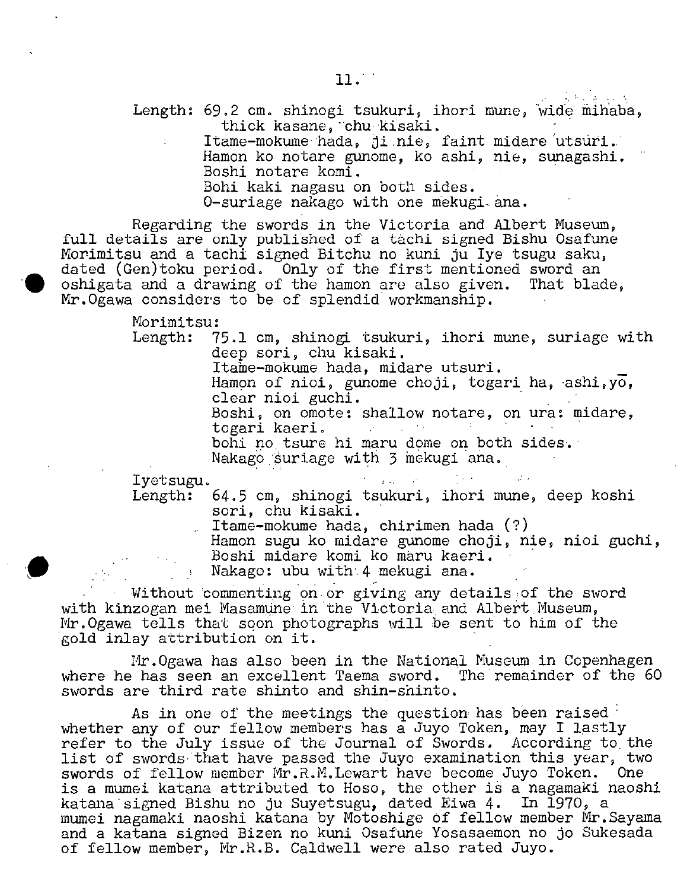Length: 69.2 cm. shinogi tsukuri, ihori mune, wide mihaba, thick kasane, chu kisaki.
Itame-mokume hada, ji nie, faint midare utsuri.
Hamon ko notare gunome, ko ashi, nie, sunagashi.
Boshi notare komi.
Bohi kaki nagasu on both sides.
O-suriage nakago with one mekugi ana.

Regarding the swords in the Victoria and Albert Museum, full details are only published of a tachi signed Bishu Osafune Morimitsu and a tachi signed Bitchu no kuni ju Iye tsugu saku, dated (Gen)toku period. Only of the first mentioned sword an oshigata and a drawing of the hamon are also given. That blade, Mr.Ogawa considers to be of splendid workmanship.

Morimitsu:
Length: 75.1 cm, shinogi tsukuri, ihori mune, suriage with deep sori, chu kisaki.
Itame-mokume hada, midare utsuri.
Hamon of nioi, gunome choji, togari ha, ashi, yō, clear nioi guchi.
Boshi, on omote: shallow notare, on ura: midare, togari kaeri.
bohi no tsure hi maru dome on both sides.
Nakago suriage with 3 mekugi ana.

Iyetsugu.
Length: 64.5 cm, shinogi tsukuri, ihori mune, deep koshi sori, chu kisaki.
Itame-mokume hada, chirimen hada (?)
Hamon sugu ko midare gunome choji, nie, nioi guchi,
Boshi midare komi ko maru kaeri.
Nakago: ubu with 4 mekugi ana.

Without commenting on or giving any details of the sword with kinzogan mei Masamune in the Victoria and Albert Museum, Mr.Ogawa tells that soon photographs will be sent to him of the gold inlay attribution on it.

Mr.Ogawa has also been in the National Museum in Copenhagen where he has seen an excellent Taema sword. The remainder of the 60 swords are third rate shinto and shin-shinto.

As in one of the meetings the question has been raised whether any of our fellow members has a Juyo Token, may I lastly refer to the July issue of the Journal of Swords. According to the list of swords that have passed the Juyo examination this year, two swords of fellow member Mr.R.M.Lewart have become Juyo Token. One is a mumei katana attributed to Hoso, the other is a nagamaki naoshi katana signed Bishu no ju Suyetsugu, dated Eiwa 4. In 1970, a mumei nagamaki naoshi katana by Motoshige of fellow member Mr.Sayama and a katana signed Bizen no kuni Osafune Yosasaemon no jo Sukesada of fellow member, Mr.R.B. Caldwell were also rated Juyo.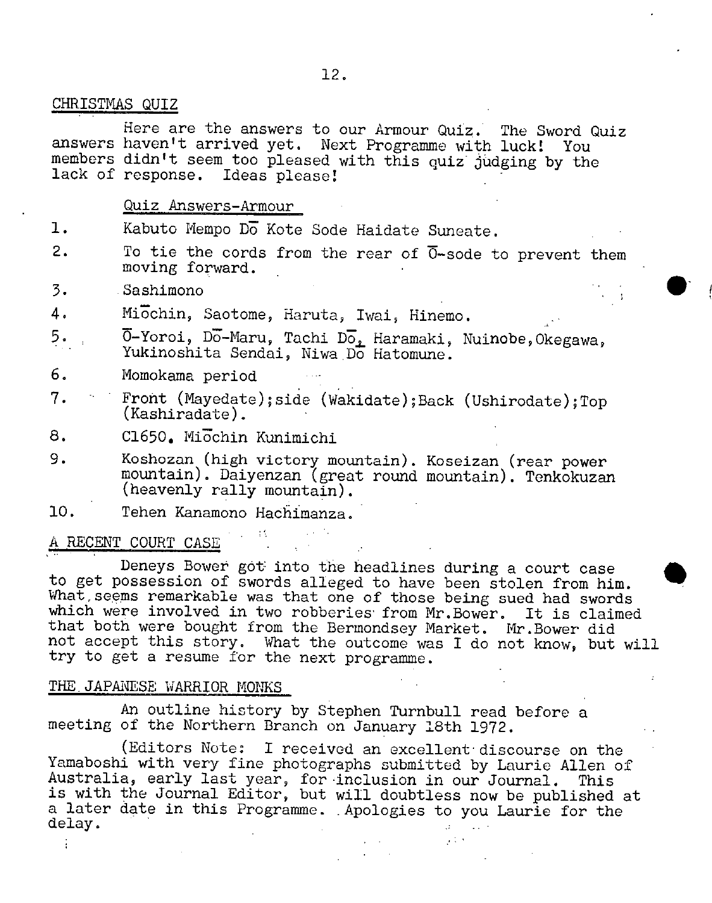## CHRISTMAS QUIZ

Here are the answers to our Armour Quiz. The Sword Quiz answers haven't arrived yet. Next Programme with luck! You members didn't seem too pleased with this quiz judging by the lack of response. Ideas please!

### Quiz Answers-Armour

1. Kabuto Mempo Dō Kote Sode Haidate Suneate.
2. To tie the cords from the rear of Ō-sode to prevent them moving forward.
3. Sashimono
4. Miōchin, Saotome, Haruta, Iwai, Hinemo.
5. Ō-Yoroi, Dō-Maru, Tachi Dō, Haramaki, Nuinobe, Okegawa, Yukinoshita Sendai, Niwa Dō Hatomune.
6. Momokama period
7. Front (Mayedate); side (Wakidate); Back (Ushirodate); Top (Kashiradate).
8. C1650. Miōchin Kunimichi
9. Koshozan (high victory mountain). Koseizan (rear power mountain). Daiyenzan (great round mountain). Tenkokuzan (heavenly rally mountain).
10. Tehen Kanamono Hachimanza.

## A RECENT COURT CASE

Deneys Bower got into the headlines during a court case to get possession of swords alleged to have been stolen from him. What seems remarkable was that one of those being sued had swords which were involved in two robberies from Mr.Bower. It is claimed that both were bought from the Bermondsey Market. Mr.Bower did not accept this story. What the outcome was I do not know, but will try to get a resume for the next programme.

## THE JAPANESE WARRIOR MONKS

An outline history by Stephen Turnbull read before a meeting of the Northern Branch on January 18th 1972.

(Editors Note: I received an excellent discourse on the Yamaboshi with very fine photographs submitted by Laurie Allen of Australia, early last year, for inclusion in our Journal. This is with the Journal Editor, but will doubtless now be published at a later date in this Programme. Apologies to you Laurie for the delay.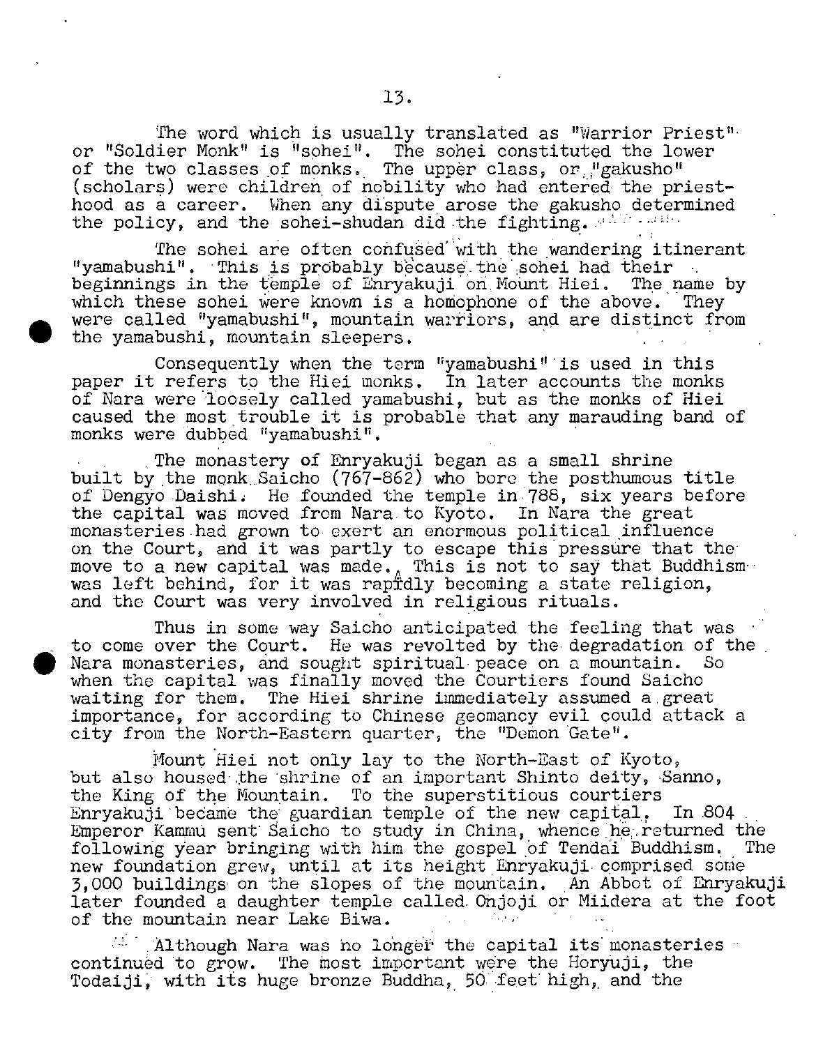The word which is usually translated as "Warrior Priest" or "Soldier Monk" is "sohei". The sohei constituted the lower of the two classes of monks. The upper class, or "gakusho" (scholars) were children of nobility who had entered the priesthood as a career. When any dispute arose the gakusho determined the policy, and the sohei-shudan did the fighting.

The sohei are often confused with the wandering itinerant "yamabushi". This is probably because the sohei had their beginnings in the temple of Enryakuji on Mount Hiei. The name by which these sohei were known is a homophone of the above. They were called "yamabushi", mountain warriors, and are distinct from the yamabushi, mountain sleepers.

Consequently when the term "yamabushi" is used in this paper it refers to the Hiei monks. In later accounts the monks of Nara were loosely called yamabushi, but as the monks of Hiei caused the most trouble it is probable that any marauding band of monks were dubbed "yamabushi".

The monastery of Enryakuji began as a small shrine built by the monk Saicho (767-862) who bore the posthumous title of Dengyo Daishi. He founded the temple in 788, six years before the capital was moved from Nara to Kyoto. In Nara the great monasteries had grown to exert an enormous political influence on the Court, and it was partly to escape this pressure that the move to a new capital was made. This is not to say that Buddhism was left behind, for it was rapidly becoming a state religion, and the Court was very involved in religious rituals.

Thus in some way Saicho anticipated the feeling that was to come over the Court. He was revolted by the degradation of the Nara monasteries, and sought spiritual peace on a mountain. So when the capital was finally moved the Courtiers found Saicho waiting for them. The Hiei shrine immediately assumed a great importance, for according to Chinese geomancy evil could attack a city from the North-Eastern quarter, the "Demon Gate".

Mount Hiei not only lay to the North-East of Kyoto, but also housed the shrine of an important Shinto deity, Sanno, the King of the Mountain. To the superstitious courtiers Enryakuji became the guardian temple of the new capital. In 804 Emperor Kammu sent Saicho to study in China, whence he returned the following year bringing with him the gospel of Tendai Buddhism. The new foundation grew, until at its height Enryakuji comprised some 3,000 buildings on the slopes of the mountain. An Abbot of Enryakuji later founded a daughter temple called Onjoji or Miidera at the foot of the mountain near Lake Biwa.

Although Nara was no longer the capital its monasteries continued to grow. The most important were the Horyuji, the Todaiji, with its huge bronze Buddha, 50 feet high, and the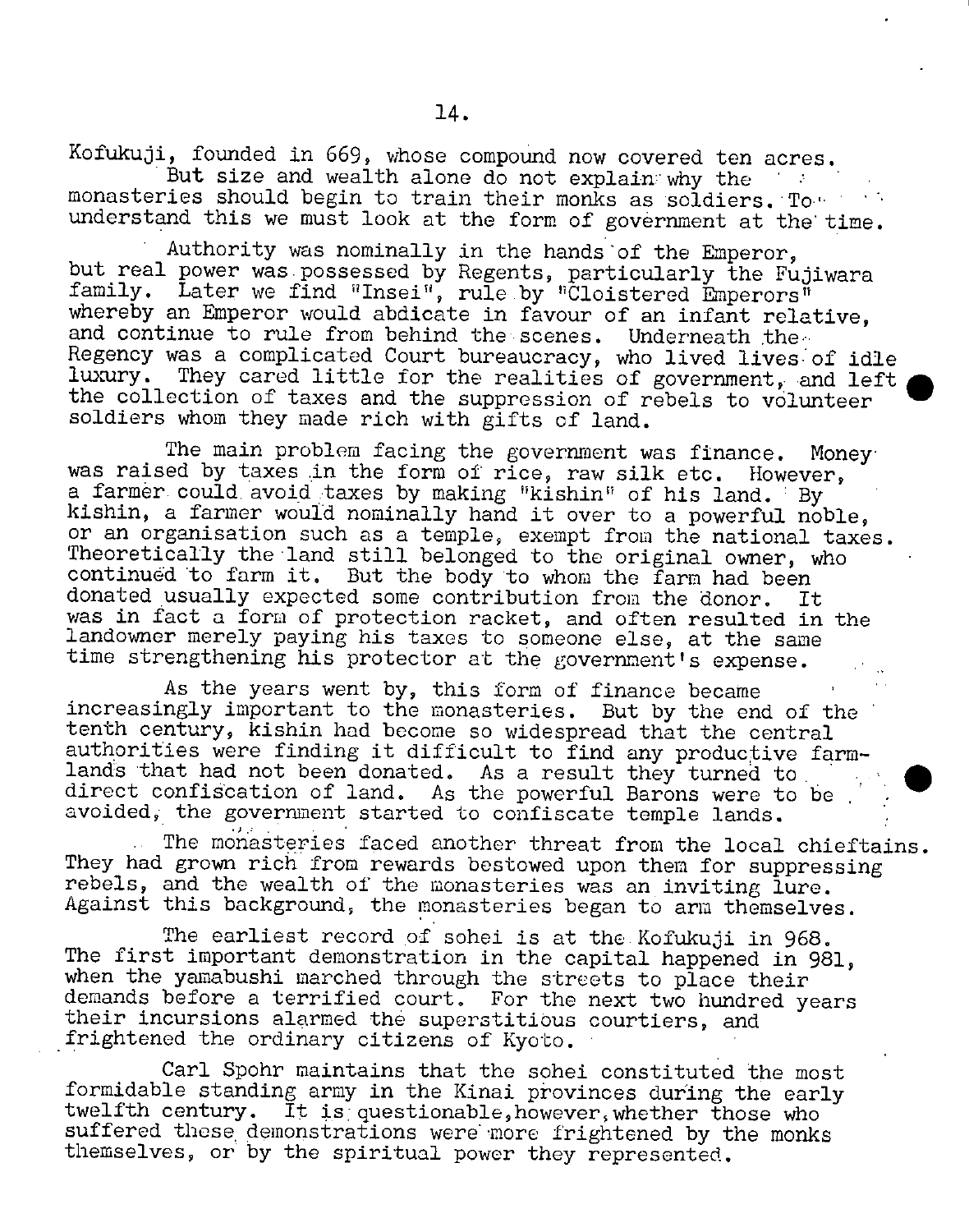Kofukuji, founded in 669, whose compound now covered ten acres.

But size and wealth alone do not explain why the monasteries should begin to train their monks as soldiers. To understand this we must look at the form of government at the time.

Authority was nominally in the hands of the Emperor, but real power was possessed by Regents, particularly the Fujiwara family. Later we find "Insei", rule by "Cloistered Emperors" whereby an Emperor would abdicate in favour of an infant relative, and continue to rule from behind the scenes. Underneath the Regency was a complicated Court bureaucracy, who lived lives of idle luxury. They cared little for the realities of government, and left the collection of taxes and the suppression of rebels to volunteer soldiers whom they made rich with gifts of land.

The main problem facing the government was finance. Money was raised by taxes in the form of rice, raw silk etc. However, a farmer could avoid taxes by making "kishin" of his land. By kishin, a farmer would nominally hand it over to a powerful noble, or an organisation such as a temple, exempt from the national taxes. Theoretically the land still belonged to the original owner, who continued to farm it. But the body to whom the farm had been donated usually expected some contribution from the donor. It was in fact a form of protection racket, and often resulted in the landowner merely paying his taxes to someone else, at the same time strengthening his protector at the government's expense.

As the years went by, this form of finance became increasingly important to the monasteries. But by the end of the tenth century, kishin had become so widespread that the central authorities were finding it difficult to find any productive farmlands that had not been donated. As a result they turned to direct confiscation of land. As the powerful Barons were to be avoided, the government started to confiscate temple lands.

The monasteries faced another threat from the local chieftains. They had grown rich from rewards bestowed upon them for suppressing rebels, and the wealth of the monasteries was an inviting lure. Against this background, the monasteries began to arm themselves.

The earliest record of sohei is at the Kofukuji in 968. The first important demonstration in the capital happened in 981, when the yamabushi marched through the streets to place their demands before a terrified court. For the next two hundred years their incursions alarmed the superstitious courtiers, and frightened the ordinary citizens of Kyoto.

Carl Spohr maintains that the sohei constituted the most formidable standing army in the Kinai provinces during the early twelfth century. It is questionable, however, whether those who suffered these demonstrations were more frightened by the monks themselves, or by the spiritual power they represented.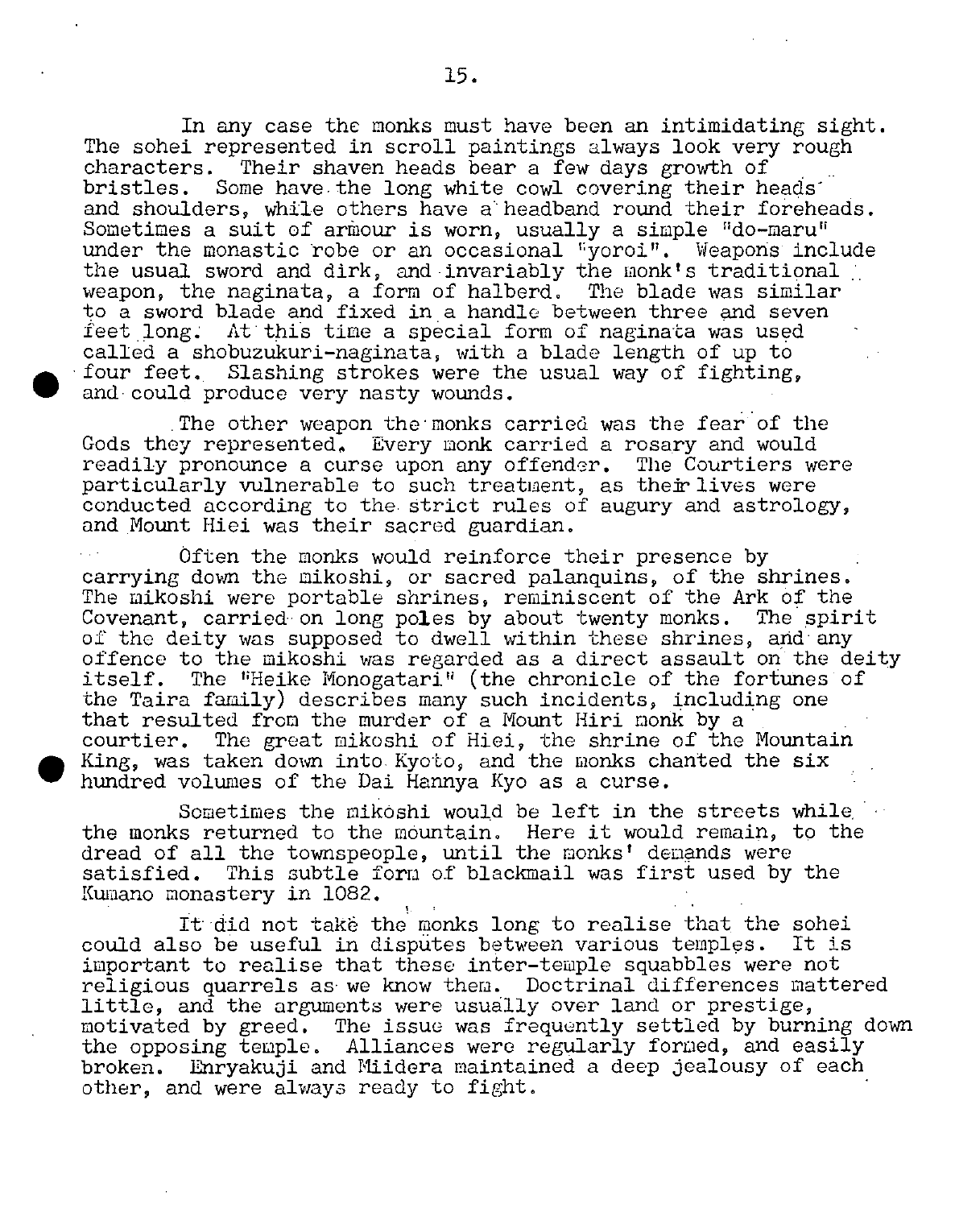In any case the monks must have been an intimidating sight. The sohei represented in scroll paintings always look very rough characters. Their shaven heads bear a few days growth of bristles. Some have the long white cowl covering their heads and shoulders, while others have a headband round their foreheads. Sometimes a suit of armour is worn, usually a simple "do-maru" under the monastic robe or an occasional "yoroi". Weapons include the usual sword and dirk, and invariably the monk's traditional weapon, the naginata, a form of halberd. The blade was similar to a sword blade and fixed in a handle between three and seven feet long. At this time a special form of naginata was used called a shobuzukuri-naginata, with a blade length of up to four feet. Slashing strokes were the usual way of fighting, and could produce very nasty wounds.

The other weapon the monks carried was the fear of the Gods they represented. Every monk carried a rosary and would readily pronounce a curse upon any offender. The Courtiers were particularly vulnerable to such treatment, as their lives were conducted according to the strict rules of augury and astrology, and Mount Hiei was their sacred guardian.

Often the monks would reinforce their presence by carrying down the mikoshi, or sacred palanquins, of the shrines. The mikoshi were portable shrines, reminiscent of the Ark of the Covenant, carried on long poles by about twenty monks. The spirit of the deity was supposed to dwell within these shrines, and any offence to the mikoshi was regarded as a direct assault on the deity itself. The "Heike Monogatari" (the chronicle of the fortunes of the Taira family) describes many such incidents, including one that resulted from the murder of a Mount Hiri monk by a courtier. The great mikoshi of Hiei, the shrine of the Mountain King, was taken down into Kyoto, and the monks chanted the six hundred volumes of the Dai Hannya Kyo as a curse.

Sometimes the mikoshi would be left in the streets while the monks returned to the mountain. Here it would remain, to the dread of all the townspeople, until the monks' demands were satisfied. This subtle form of blackmail was first used by the Kumano monastery in 1082.

It did not take the monks long to realise that the sohei could also be useful in disputes between various temples. It is important to realise that these inter-temple squabbles were not religious quarrels as we know them. Doctrinal differences mattered little, and the arguments were usually over land or prestige, motivated by greed. The issue was frequently settled by burning down the opposing temple. Alliances were regularly formed, and easily broken. Enryakuji and Miidera maintained a deep jealousy of each other, and were always ready to fight.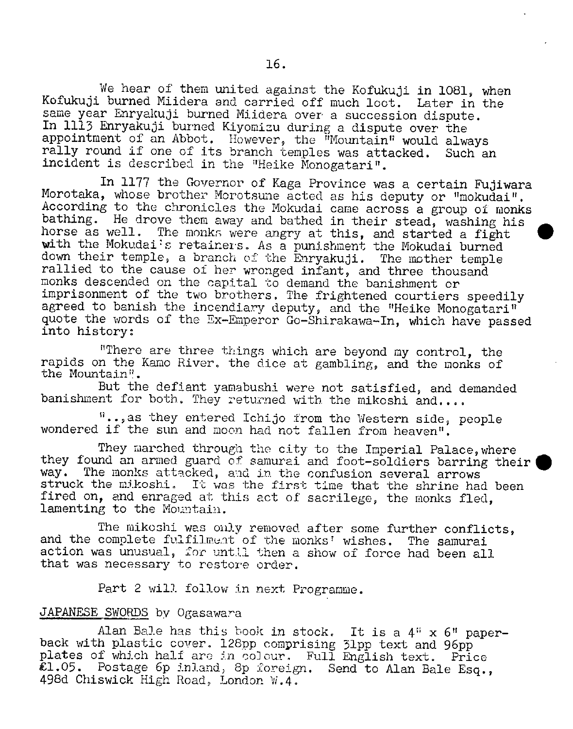We hear of them united against the Kofukuji in 1081, when Kofukuji burned Miidera and carried off much loot. Later in the same year Enryakuji burned Miidera over a succession dispute. In 1113 Enryakuji burned Kiyomizu during a dispute over the appointment of an Abbot. However, the "Mountain" would always rally round if one of its branch temples was attacked. Such an incident is described in the "Heike Monogatari".

In 1177 the Governor of Kaga Province was a certain Fujiwara Morotaka, whose brother Morotsune acted as his deputy or "mokudai". According to the chronicles the Mokudai came across a group of monks bathing. He drove them away and bathed in their stead, washing his horse as well. The monks were angry at this, and started a fight with the Mokudai's retainers. As a punishment the Mokudai burned down their temple, a branch of the Enryakuji. The mother temple rallied to the cause of her wronged infant, and three thousand monks descended on the capital to demand the banishment or imprisonment of the two brothers. The frightened courtiers speedily agreed to banish the incendiary deputy, and the "Heike Monogatari" quote the words of the Ex-Emperor Go-Shirakawa-In, which have passed into history:

"There are three things which are beyond my control, the rapids on the Kamo River, the dice at gambling, and the monks of the Mountain".

But the defiant yamabushi were not satisfied, and demanded banishment for both. They returned with the mikoshi and....

"..,as they entered Ichijo from the Western side, people wondered if the sun and moon had not fallen from heaven".

They marched through the city to the Imperial Palace, where they found an armed guard of samurai and foot-soldiers barring their way. The monks attacked, and in the confusion several arrows struck the mikoshi. It was the first time that the shrine had been fired on, and enraged at this act of sacrilege, the monks fled, lamenting to the Mountain.

The mikoshi was only removed after some further conflicts, and the complete fulfilment of the monks' wishes. The samurai action was unusual, for until then a show of force had been all that was necessary to restore order.

Part 2 will follow in next Programme.

## JAPANESE SWORDS by Ogasawara

Alan Bale has this book in stock. It is a 4" x 6" paper-back with plastic cover. 128pp comprising 31pp text and 96pp plates of which half are in colour. Full English text. Price £1.05. Postage 6p inland, 8p foreign. Send to Alan Bale Esq., 498d Chiswick High Road, London W.4.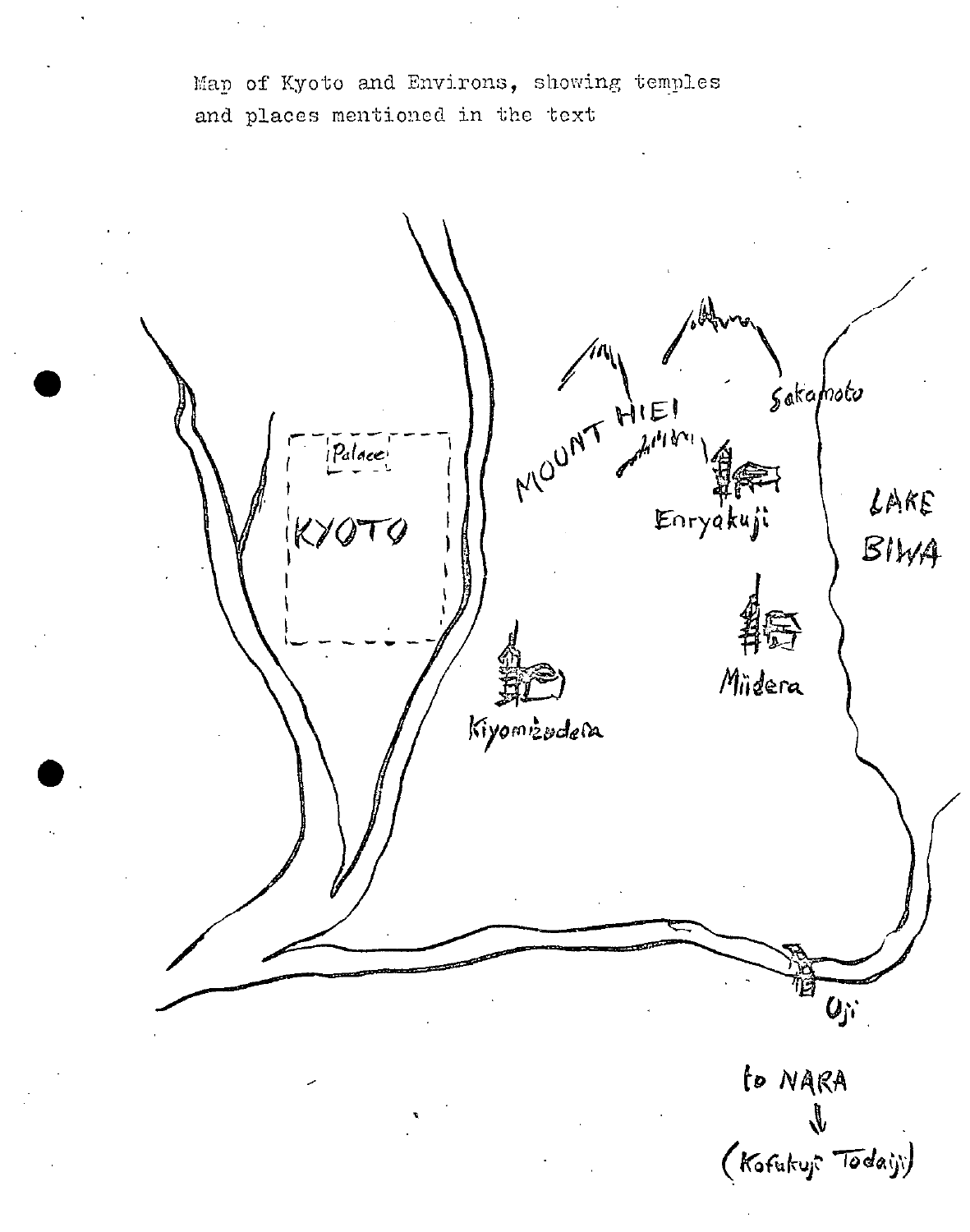Map of Kyoto and Environs, showing temples and places mentioned in the text

Palace

KYOTO

MOUNT HIEI

Sakamoto

Enryakuji

LAKE BIWA

Miidera

Kiyomizudera

Uji

to NARA

(Kofukuji Todaiji)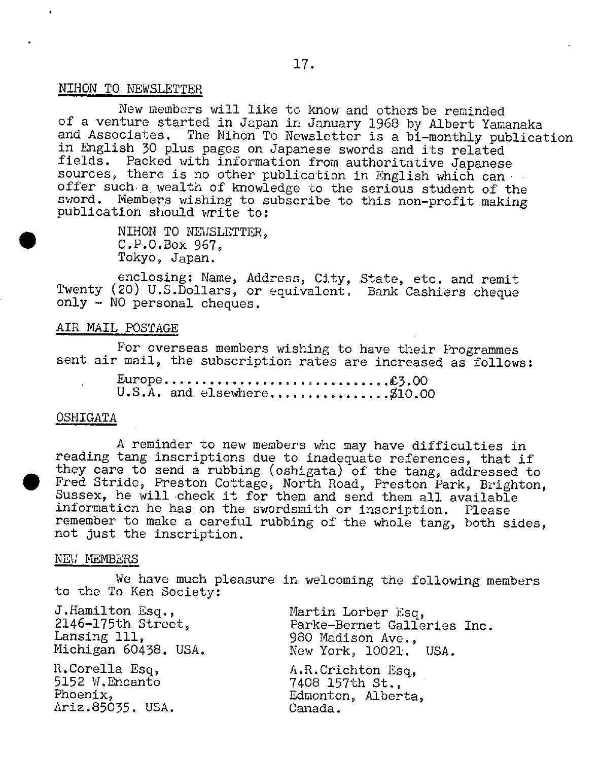## NIHON TO NEWSLETTER

New members will like to know and others be reminded of a venture started in Japan in January 1968 by Albert Yamanaka and Associates. The Nihon To Newsletter is a bi-monthly publication in English 30 plus pages on Japanese swords and its related fields. Packed with information from authoritative Japanese sources, there is no other publication in English which can offer such a wealth of knowledge to the serious student of the sword. Members wishing to subscribe to this non-profit making publication should write to:

NIHON TO NEWSLETTER,
C.P.O.Box 967,
Tokyo, Japan.

enclosing: Name, Address, City, State, etc. and remit Twenty (20) U.S.Dollars, or equivalent. Bank Cashiers cheque only - NO personal cheques.

## AIR MAIL POSTAGE

For overseas members wishing to have their Programmes sent air mail, the subscription rates are increased as follows:

Europe............................£3.00
U.S.A. and elsewhere...............$10.00

## OSHIGATA

A reminder to new members who may have difficulties in reading tang inscriptions due to inadequate references, that if they care to send a rubbing (oshigata) of the tang, addressed to Fred Stride, Preston Cottage, North Road, Preston Park, Brighton, Sussex, he will check it for them and send them all available information he has on the swordsmith or inscription. Please remember to make a careful rubbing of the whole tang, both sides, not just the inscription.

## NEW MEMBERS

We have much pleasure in welcoming the following members to the To Ken Society:

J.Hamilton Esq.,
2146-175th Street,
Lansing 111,
Michigan 60438. USA.

R.Corella Esq,
5152 W.Encanto
Phoenix,
Ariz.85035. USA.

Martin Lorber Esq,
Parke-Bernet Galleries Inc.
980 Madison Ave.,
New York, 10021. USA.

A.R.Crichton Esq,
7408 157th St.,
Edmonton, Alberta,
Canada.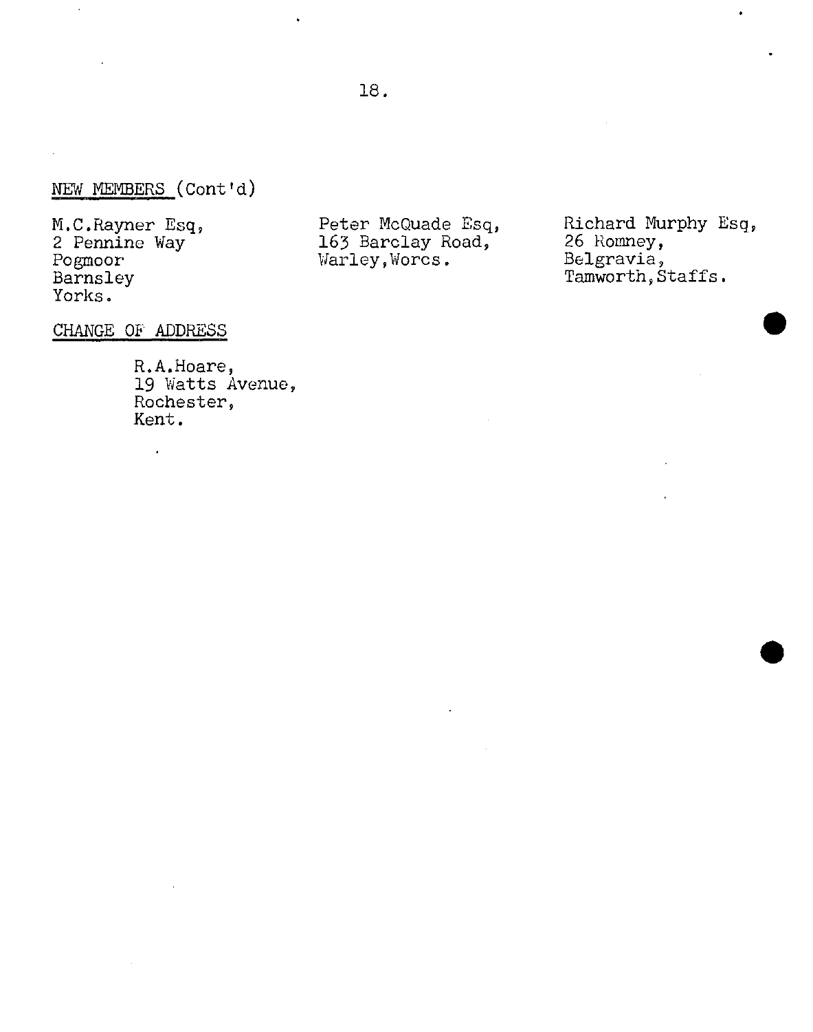## NEW MEMBERS (Cont'd)

M.C.Rayner Esq,
2 Pennine Way
Pogmoor
Barnsley
Yorks.

Peter McQuade Esq,
163 Barclay Road,
Warley,Worcs.

Richard Murphy Esq,
26 Romney,
Belgravia,
Tamworth,Staffs.

## CHANGE OF ADDRESS

R.A.Hoare,
19 Watts Avenue,
Rochester,
Kent.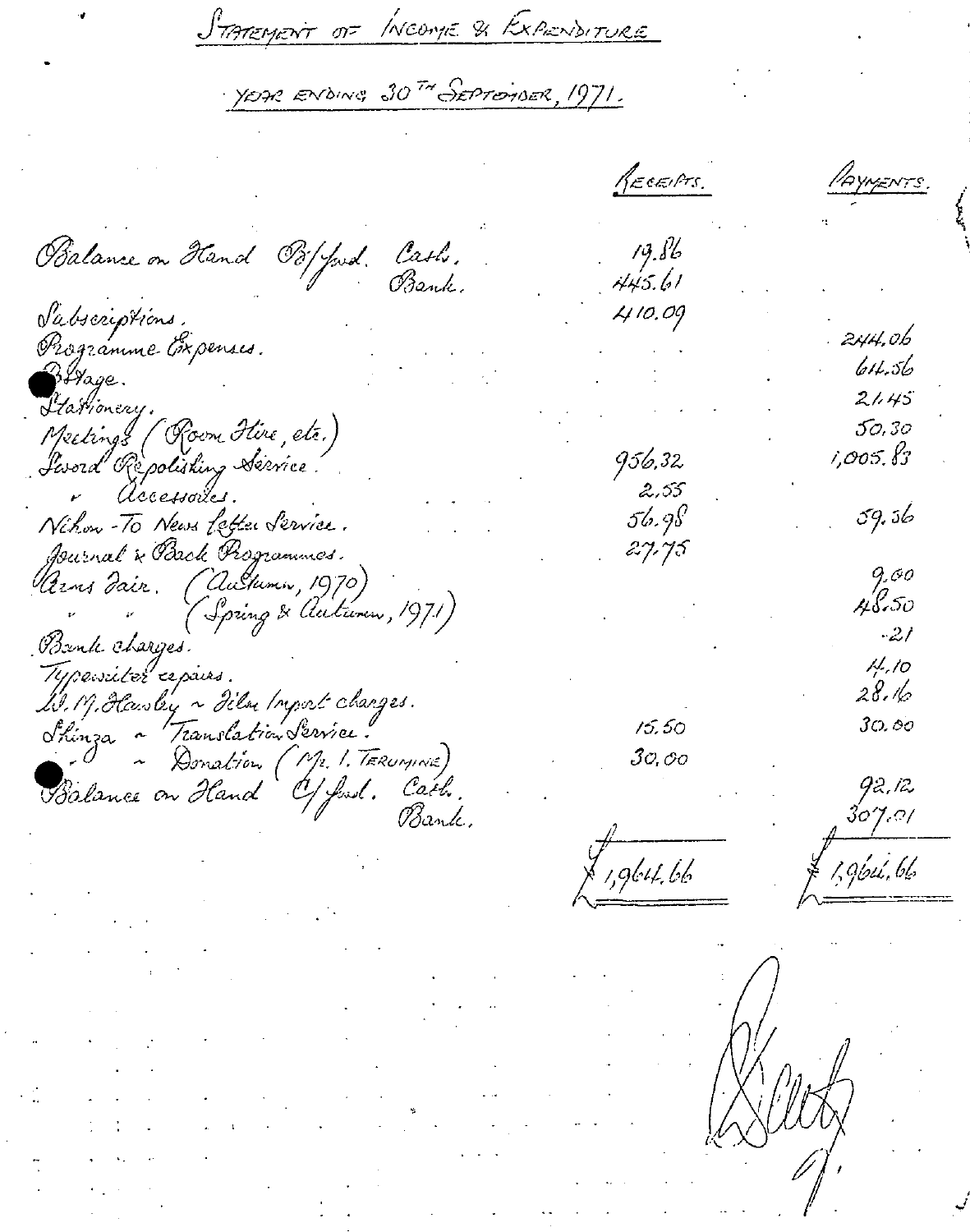# STATEMENT OF INCOME & EXPENDITURE

## YEAR ENDING 30TH SEPTEMBER, 1971.

| | RECEIPTS. | PAYMENTS. |
|---|---|---|
| Balance on Hand B/fwd. Cash. | 19.86 | |
| Bank. | 445.61 | |
| Subscriptions. | 410.09 | |
| Programme Expenses. | | 244.06 |
| Postage. | | 614.56 |
| Stationery. | | 21.45 |
| Meetings (Room Hire, etc.) | | 50.30 |
| Sword Repolishing Service | 956.32 | 1,005.83 |
| " Accessories. | 2.55 | |
| Nihon-To News Letter Service. | 56.98 | 59.56 |
| Journal & Back Programmes. | 27.75 | |
| Arms Fair. (Autumn, 1970) | | 9.00 |
| " " (Spring & Autumn, 1971) | | 48.50 |
| Bank charges. | | .21 |
| Typewriter repairs. | | 4.10 |
| W. M. Hawley ~ Film Import charges. | | 28.16 |
| Shinza ~ Translation Service. | 15.50 | 30.00 |
| " ~ Donation (Mr. I. TERUMINE) | 30.00 | |
| Balance on Hand C/fwd. Cash. | | 92.12 |
| Bank. | | 307.01 |
| | £1,964.66 | £1,964.66 |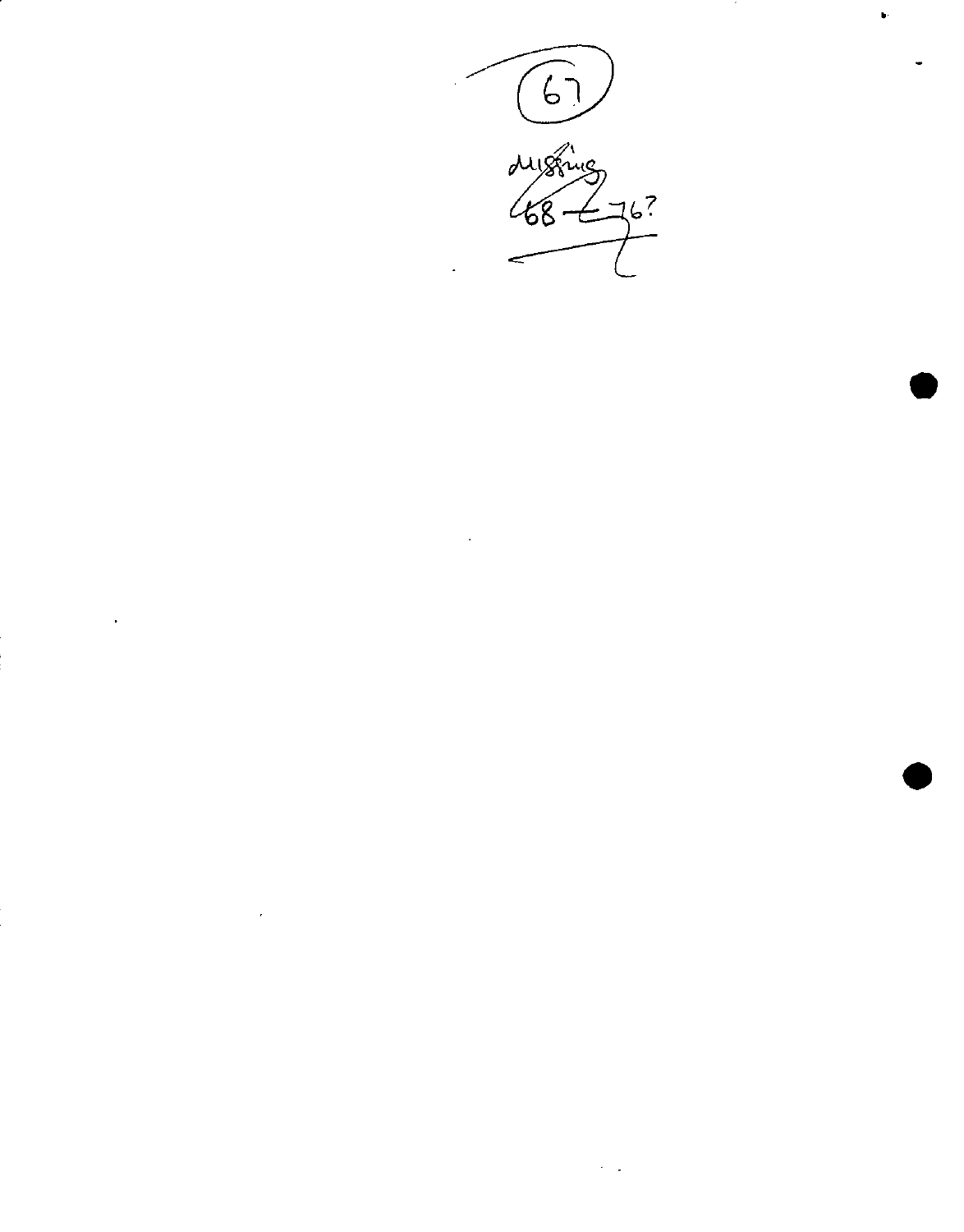67

missing
68 – 76?